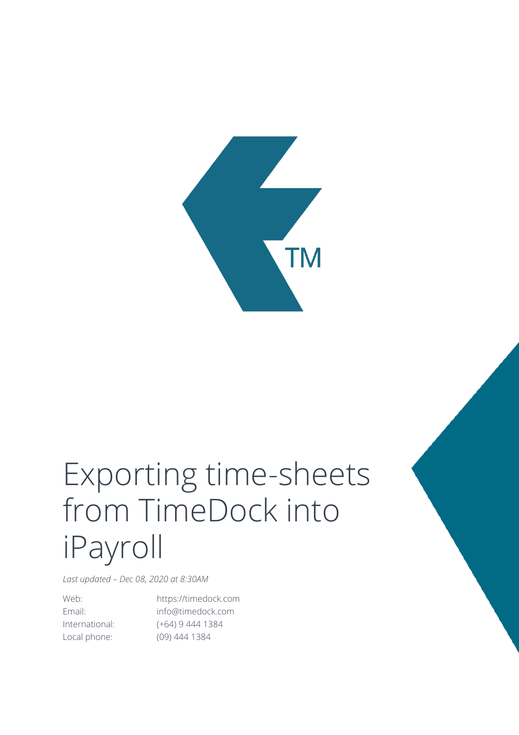# Exporting time-sheets from TimeDock into iPayroll

*Last updated – Dec 08, 2020 at 8:30AM*

| | |
|---|---|
| Web: | https://timedock.com |
| Email: | info@timedock.com |
| International: | (+64) 9 444 1384 |
| Local phone: | (09) 444 1384 |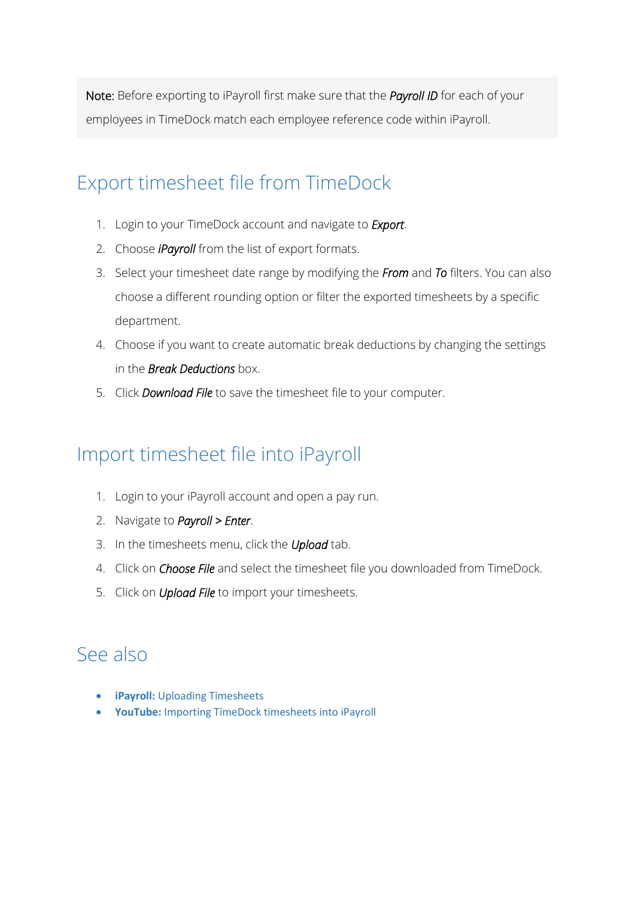**Note:** Before exporting to iPayroll first make sure that the ***Payroll ID*** for each of your employees in TimeDock match each employee reference code within iPayroll.

## Export timesheet file from TimeDock

1. Login to your TimeDock account and navigate to ***Export***.
2. Choose ***iPayroll*** from the list of export formats.
3. Select your timesheet date range by modifying the ***From*** and ***To*** filters. You can also choose a different rounding option or filter the exported timesheets by a specific department.
4. Choose if you want to create automatic break deductions by changing the settings in the ***Break Deductions*** box.
5. Click ***Download File*** to save the timesheet file to your computer.

## Import timesheet file into iPayroll

1. Login to your iPayroll account and open a pay run.
2. Navigate to ***Payroll > Enter***.
3. In the timesheets menu, click the ***Upload*** tab.
4. Click on ***Choose File*** and select the timesheet file you downloaded from TimeDock.
5. Click on ***Upload File*** to import your timesheets.

## See also

- **iPayroll:** Uploading Timesheets
- **YouTube:** Importing TimeDock timesheets into iPayroll